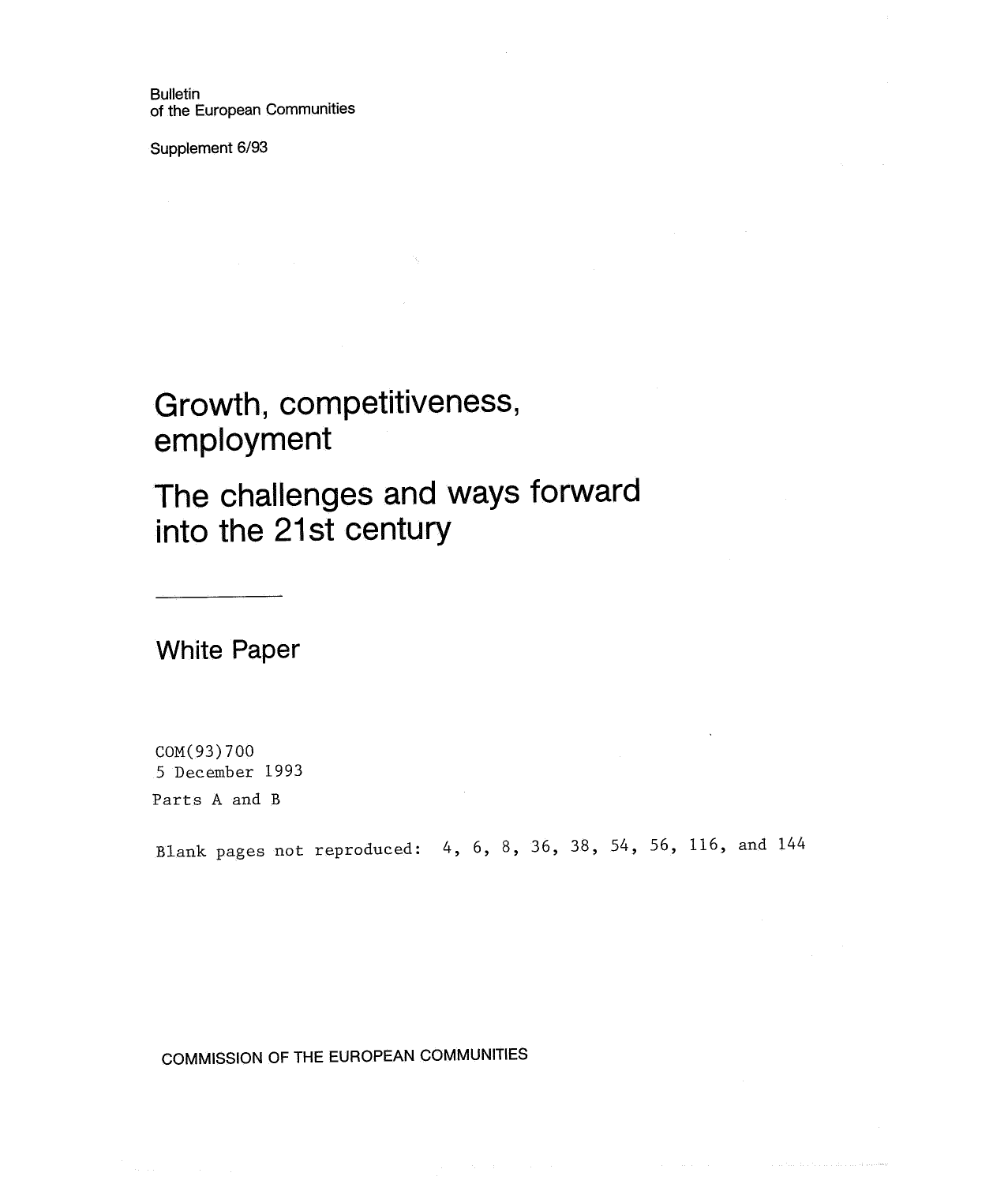Bulletin
of the European Communities

Supplement 6/93

# Growth, competitiveness, employment

## The challenges and ways forward into the 21st century

White Paper

COM(93)700
5 December 1993

Parts A and B

Blank pages not reproduced: 4, 6, 8, 36, 38, 54, 56, 116, and 144

COMMISSION OF THE EUROPEAN COMMUNITIES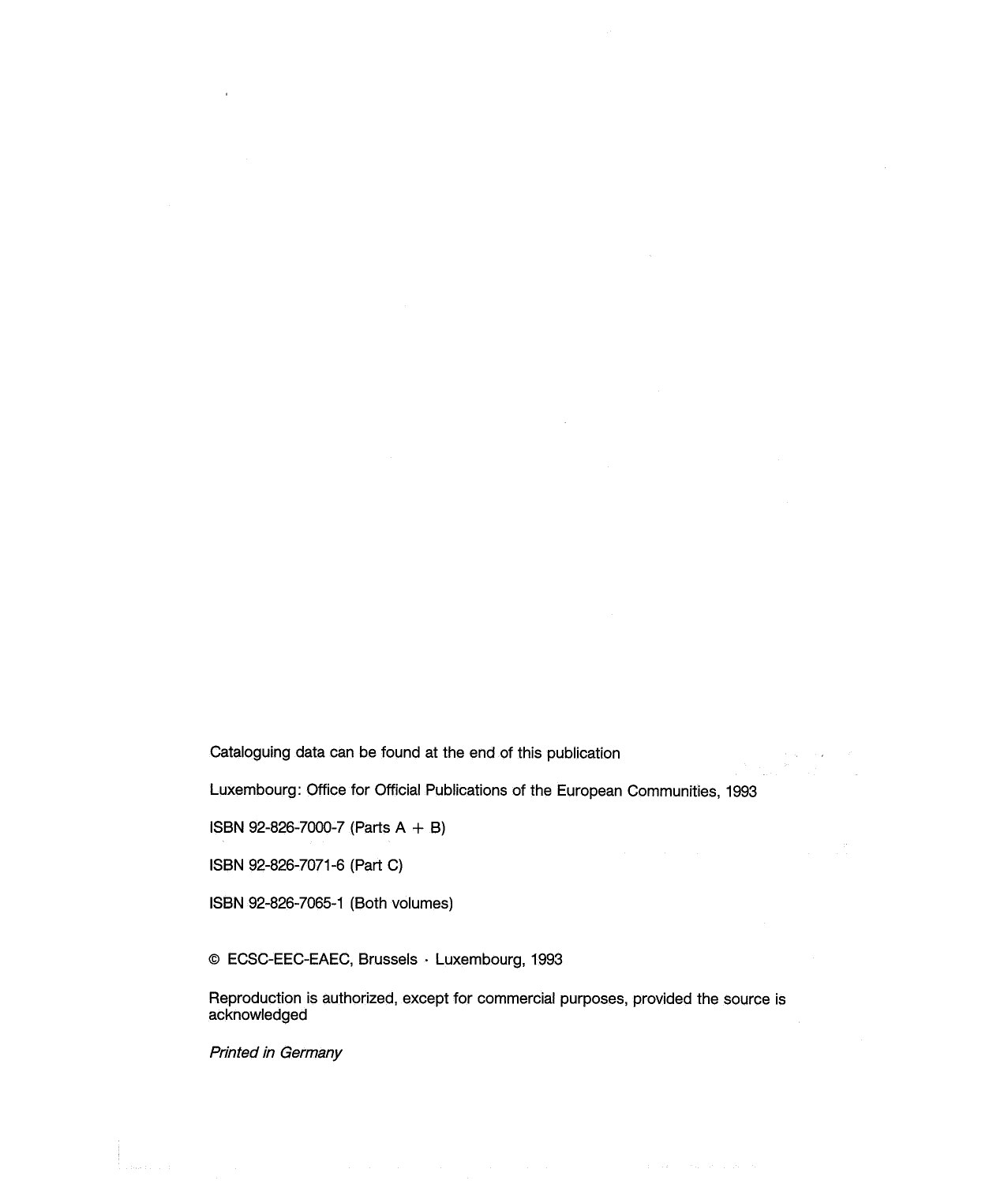Cataloguing data can be found at the end of this publication

Luxembourg: Office for Official Publications of the European Communities, 1993

ISBN 92-826-7000-7 (Parts A + B)

ISBN 92-826-7071-6 (Part C)

ISBN 92-826-7065-1 (Both volumes)

© ECSC-EEC-EAEC, Brussels · Luxembourg, 1993

Reproduction is authorized, except for commercial purposes, provided the source is acknowledged

*Printed in Germany*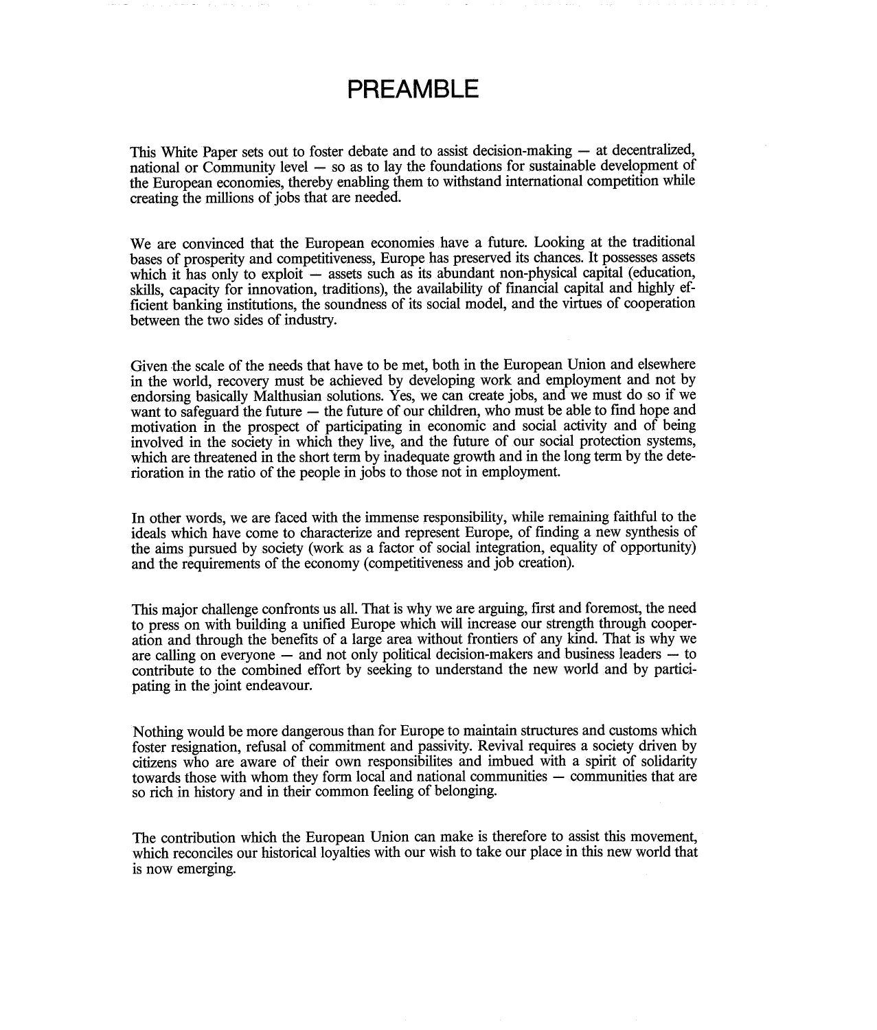# PREAMBLE

This White Paper sets out to foster debate and to assist decision-making — at decentralized, national or Community level — so as to lay the foundations for sustainable development of the European economies, thereby enabling them to withstand international competition while creating the millions of jobs that are needed.

We are convinced that the European economies have a future. Looking at the traditional bases of prosperity and competitiveness, Europe has preserved its chances. It possesses assets which it has only to exploit — assets such as its abundant non-physical capital (education, skills, capacity for innovation, traditions), the availability of financial capital and highly efficient banking institutions, the soundness of its social model, and the virtues of cooperation between the two sides of industry.

Given the scale of the needs that have to be met, both in the European Union and elsewhere in the world, recovery must be achieved by developing work and employment and not by endorsing basically Malthusian solutions. Yes, we can create jobs, and we must do so if we want to safeguard the future — the future of our children, who must be able to find hope and motivation in the prospect of participating in economic and social activity and of being involved in the society in which they live, and the future of our social protection systems, which are threatened in the short term by inadequate growth and in the long term by the deterioration in the ratio of the people in jobs to those not in employment.

In other words, we are faced with the immense responsibility, while remaining faithful to the ideals which have come to characterize and represent Europe, of finding a new synthesis of the aims pursued by society (work as a factor of social integration, equality of opportunity) and the requirements of the economy (competitiveness and job creation).

This major challenge confronts us all. That is why we are arguing, first and foremost, the need to press on with building a unified Europe which will increase our strength through cooperation and through the benefits of a large area without frontiers of any kind. That is why we are calling on everyone — and not only political decision-makers and business leaders — to contribute to the combined effort by seeking to understand the new world and by participating in the joint endeavour.

Nothing would be more dangerous than for Europe to maintain structures and customs which foster resignation, refusal of commitment and passivity. Revival requires a society driven by citizens who are aware of their own responsibilites and imbued with a spirit of solidarity towards those with whom they form local and national communities — communities that are so rich in history and in their common feeling of belonging.

The contribution which the European Union can make is therefore to assist this movement, which reconciles our historical loyalties with our wish to take our place in this new world that is now emerging.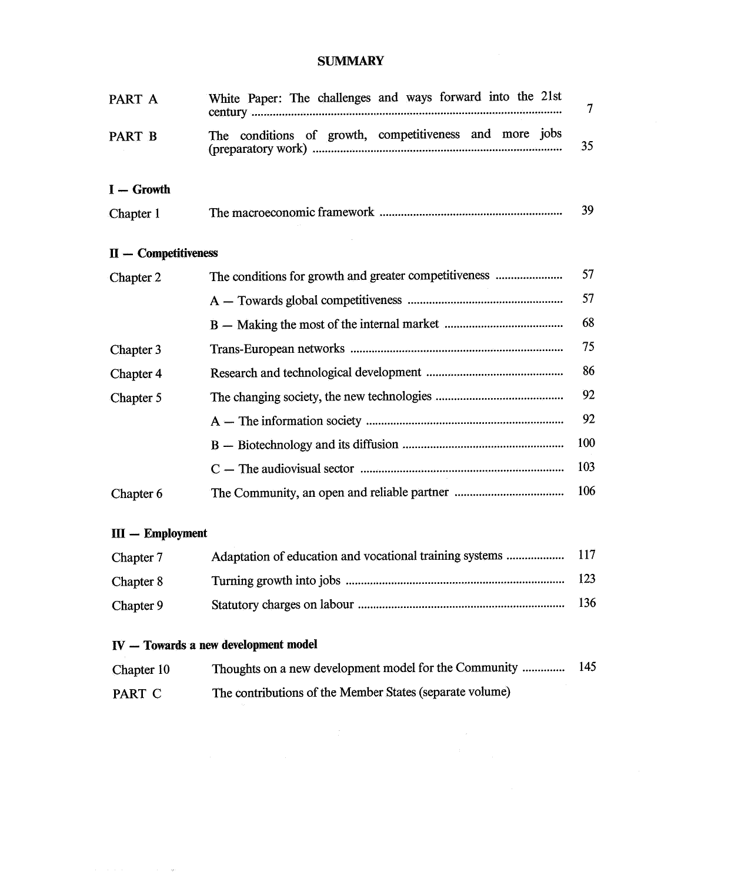# SUMMARY

| | | |
|---|---|---|
| PART A | White Paper: The challenges and ways forward into the 21st century | 7 |
| PART B | The conditions of growth, competitiveness and more jobs (preparatory work) | 35 |

**I — Growth**

| | | |
|---|---|---|
| Chapter 1 | The macroeconomic framework | 39 |

**II — Competitiveness**

| | | |
|---|---|---|
| Chapter 2 | The conditions for growth and greater competitiveness | 57 |
| | A — Towards global competitiveness | 57 |
| | B — Making the most of the internal market | 68 |
| Chapter 3 | Trans-European networks | 75 |
| Chapter 4 | Research and technological development | 86 |
| Chapter 5 | The changing society, the new technologies | 92 |
| | A — The information society | 92 |
| | B — Biotechnology and its diffusion | 100 |
| | C — The audiovisual sector | 103 |
| Chapter 6 | The Community, an open and reliable partner | 106 |

**III — Employment**

| | | |
|---|---|---|
| Chapter 7 | Adaptation of education and vocational training systems | 117 |
| Chapter 8 | Turning growth into jobs | 123 |
| Chapter 9 | Statutory charges on labour | 136 |

**IV — Towards a new development model**

| | | |
|---|---|---|
| Chapter 10 | Thoughts on a new development model for the Community | 145 |
| PART C | The contributions of the Member States (separate volume) | |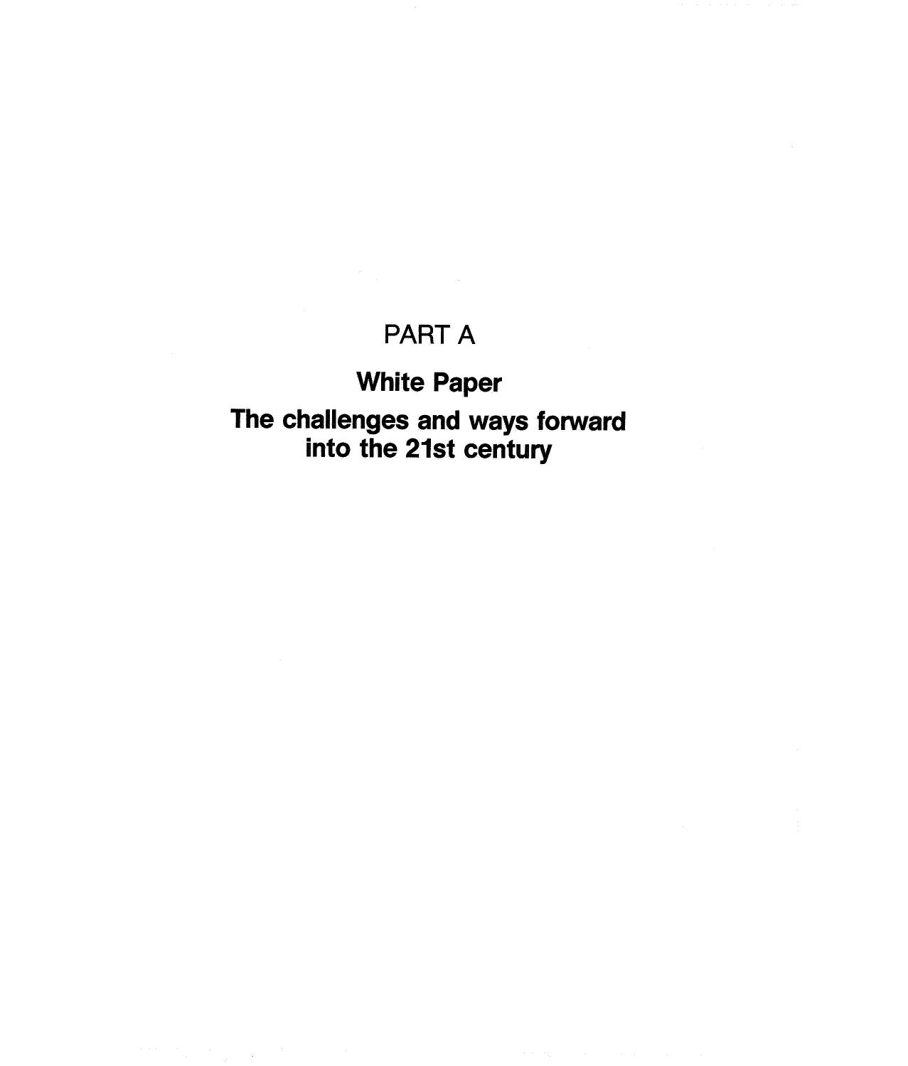# PART A

## White Paper

## The challenges and ways forward into the 21st century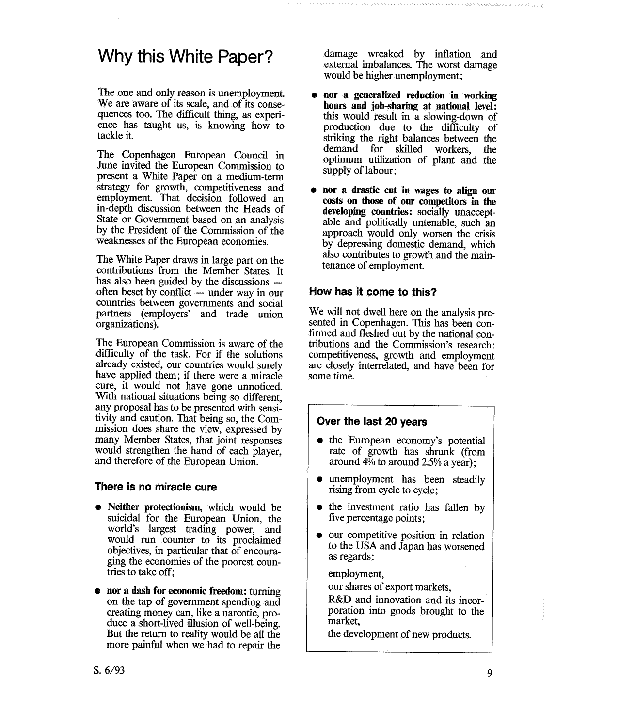# Why this White Paper?

The one and only reason is unemployment. We are aware of its scale, and of its consequences too. The difficult thing, as experience has taught us, is knowing how to tackle it.

The Copenhagen European Council in June invited the European Commission to present a White Paper on a medium-term strategy for growth, competitiveness and employment. That decision followed an in-depth discussion between the Heads of State or Government based on an analysis by the President of the Commission of the weaknesses of the European economies.

The White Paper draws in large part on the contributions from the Member States. It has also been guided by the discussions — often beset by conflict — under way in our countries between governments and social partners (employers' and trade union organizations).

The European Commission is aware of the difficulty of the task. For if the solutions already existed, our countries would surely have applied them; if there were a miracle cure, it would not have gone unnoticed. With national situations being so different, any proposal has to be presented with sensitivity and caution. That being so, the Commission does share the view, expressed by many Member States, that joint responses would strengthen the hand of each player, and therefore of the European Union.

### There is no miracle cure

- **Neither protectionism,** which would be suicidal for the European Union, the world's largest trading power, and would run counter to its proclaimed objectives, in particular that of encouraging the economies of the poorest countries to take off;
- **nor a dash for economic freedom:** turning on the tap of government spending and creating money can, like a narcotic, produce a short-lived illusion of well-being. But the return to reality would be all the more painful when we had to repair the damage wreaked by inflation and external imbalances. The worst damage would be higher unemployment;
- **nor a generalized reduction in working hours and job-sharing at national level:** this would result in a slowing-down of production due to the difficulty of striking the right balances between the demand for skilled workers, the optimum utilization of plant and the supply of labour;
- **nor a drastic cut in wages to align our costs on those of our competitors in the developing countries:** socially unacceptable and politically untenable, such an approach would only worsen the crisis by depressing domestic demand, which also contributes to growth and the maintenance of employment.

### How has it come to this?

We will not dwell here on the analysis presented in Copenhagen. This has been confirmed and fleshed out by the national contributions and the Commission's research: competitiveness, growth and employment are closely interrelated, and have been for some time.

#### Over the last 20 years

- the European economy's potential rate of growth has shrunk (from around 4% to around 2.5% a year);
- unemployment has been steadily rising from cycle to cycle;
- the investment ratio has fallen by five percentage points;
- our competitive position in relation to the USA and Japan has worsened as regards:

  employment,

  our shares of export markets,

  R&D and innovation and its incorporation into goods brought to the market,

  the development of new products.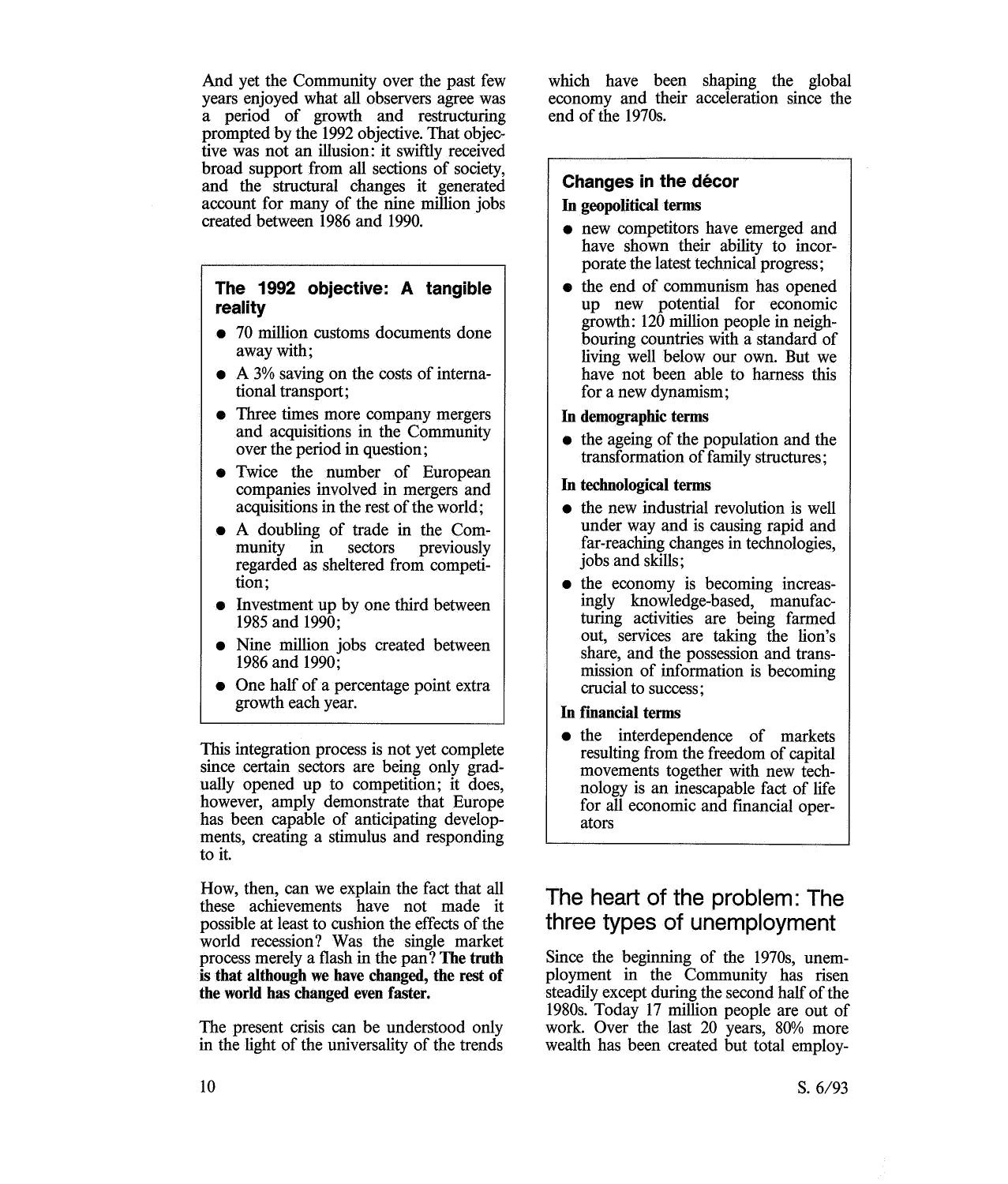And yet the Community over the past few years enjoyed what all observers agree was a period of growth and restructuring prompted by the 1992 objective. That objective was not an illusion: it swiftly received broad support from all sections of society, and the structural changes it generated account for many of the nine million jobs created between 1986 and 1990.

### The 1992 objective: A tangible reality

- 70 million customs documents done away with;
- A 3% saving on the costs of international transport;
- Three times more company mergers and acquisitions in the Community over the period in question;
- Twice the number of European companies involved in mergers and acquisitions in the rest of the world;
- A doubling of trade in the Community in sectors previously regarded as sheltered from competition;
- Investment up by one third between 1985 and 1990;
- Nine million jobs created between 1986 and 1990;
- One half of a percentage point extra growth each year.

This integration process is not yet complete since certain sectors are being only gradually opened up to competition; it does, however, amply demonstrate that Europe has been capable of anticipating developments, creating a stimulus and responding to it.

How, then, can we explain the fact that all these achievements have not made it possible at least to cushion the effects of the world recession? Was the single market process merely a flash in the pan? **The truth is that although we have changed, the rest of the world has changed even faster.**

The present crisis can be understood only in the light of the universality of the trends which have been shaping the global economy and their acceleration since the end of the 1970s.

### Changes in the décor

**In geopolitical terms**

- new competitors have emerged and have shown their ability to incorporate the latest technical progress;
- the end of communism has opened up new potential for economic growth: 120 million people in neighbouring countries with a standard of living well below our own. But we have not been able to harness this for a new dynamism;

**In demographic terms**

- the ageing of the population and the transformation of family structures;

**In technological terms**

- the new industrial revolution is well under way and is causing rapid and far-reaching changes in technologies, jobs and skills;
- the economy is becoming increasingly knowledge-based, manufacturing activities are being farmed out, services are taking the lion's share, and the possession and transmission of information is becoming crucial to success;

**In financial terms**

- the interdependence of markets resulting from the freedom of capital movements together with new technology is an inescapable fact of life for all economic and financial operators

## The heart of the problem: The three types of unemployment

Since the beginning of the 1970s, unemployment in the Community has risen steadily except during the second half of the 1980s. Today 17 million people are out of work. Over the last 20 years, 80% more wealth has been created but total employ-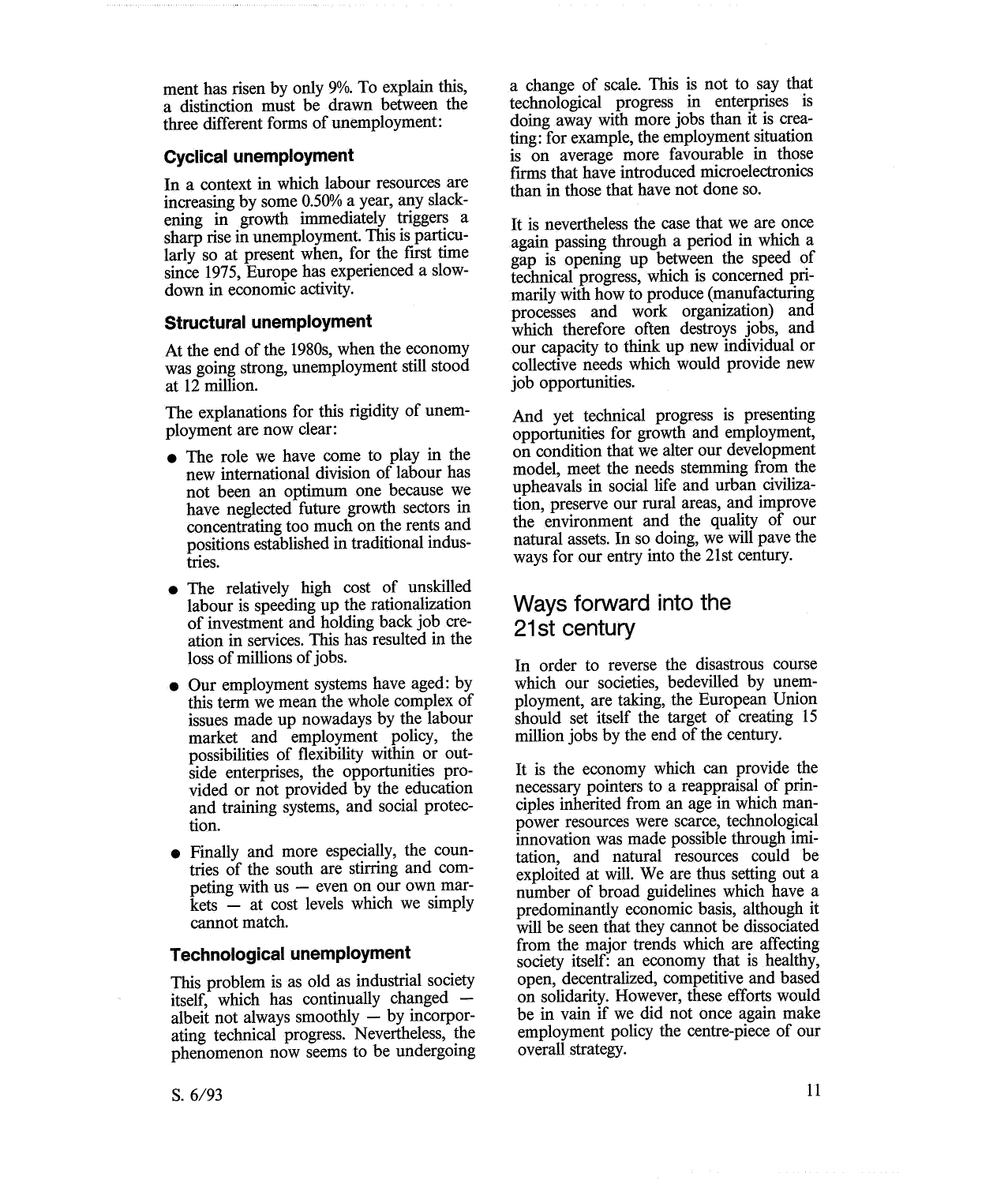ment has risen by only 9%. To explain this, a distinction must be drawn between the three different forms of unemployment:

### Cyclical unemployment

In a context in which labour resources are increasing by some 0.50% a year, any slackening in growth immediately triggers a sharp rise in unemployment. This is particularly so at present when, for the first time since 1975, Europe has experienced a slowdown in economic activity.

### Structural unemployment

At the end of the 1980s, when the economy was going strong, unemployment still stood at 12 million.

The explanations for this rigidity of unemployment are now clear:

- The role we have come to play in the new international division of labour has not been an optimum one because we have neglected future growth sectors in concentrating too much on the rents and positions established in traditional industries.
- The relatively high cost of unskilled labour is speeding up the rationalization of investment and holding back job creation in services. This has resulted in the loss of millions of jobs.
- Our employment systems have aged: by this term we mean the whole complex of issues made up nowadays by the labour market and employment policy, the possibilities of flexibility within or outside enterprises, the opportunities provided or not provided by the education and training systems, and social protection.
- Finally and more especially, the countries of the south are stirring and competing with us — even on our own markets — at cost levels which we simply cannot match.

### Technological unemployment

This problem is as old as industrial society itself, which has continually changed — albeit not always smoothly — by incorporating technical progress. Nevertheless, the phenomenon now seems to be undergoing a change of scale. This is not to say that technological progress in enterprises is doing away with more jobs than it is creating: for example, the employment situation is on average more favourable in those firms that have introduced microelectronics than in those that have not done so.

It is nevertheless the case that we are once again passing through a period in which a gap is opening up between the speed of technical progress, which is concerned primarily with how to produce (manufacturing processes and work organization) and which therefore often destroys jobs, and our capacity to think up new individual or collective needs which would provide new job opportunities.

And yet technical progress is presenting opportunities for growth and employment, on condition that we alter our development model, meet the needs stemming from the upheavals in social life and urban civilization, preserve our rural areas, and improve the environment and the quality of our natural assets. In so doing, we will pave the ways for our entry into the 21st century.

## Ways forward into the 21st century

In order to reverse the disastrous course which our societies, bedevilled by unemployment, are taking, the European Union should set itself the target of creating 15 million jobs by the end of the century.

It is the economy which can provide the necessary pointers to a reappraisal of principles inherited from an age in which manpower resources were scarce, technological innovation was made possible through imitation, and natural resources could be exploited at will. We are thus setting out a number of broad guidelines which have a predominantly economic basis, although it will be seen that they cannot be dissociated from the major trends which are affecting society itself: an economy that is healthy, open, decentralized, competitive and based on solidarity. However, these efforts would be in vain if we did not once again make employment policy the centre-piece of our overall strategy.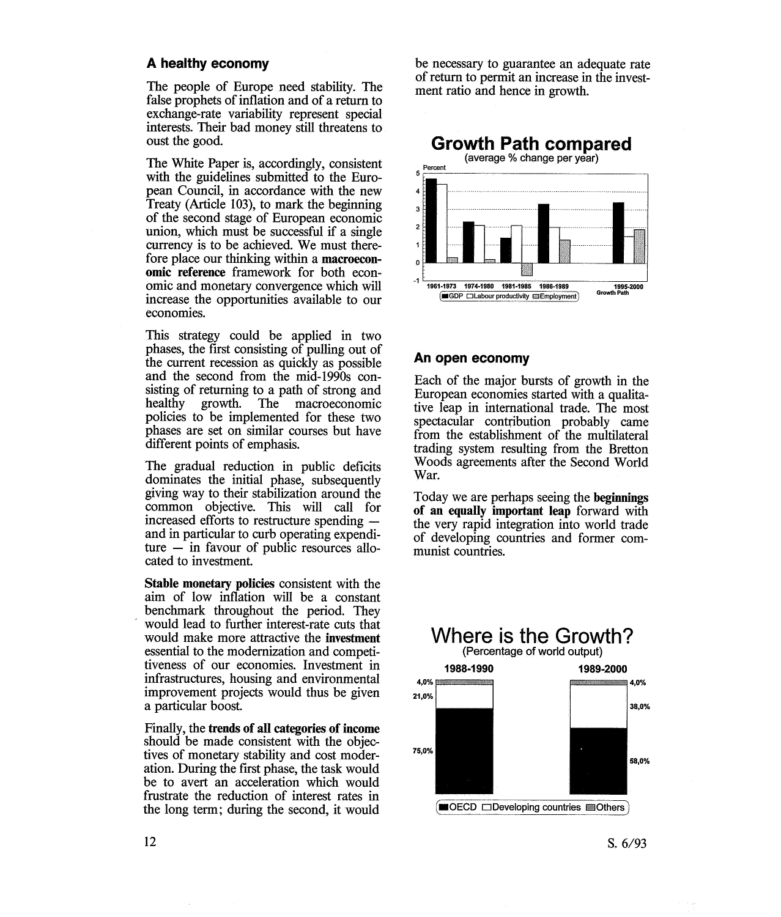## A healthy economy

The people of Europe need stability. The false prophets of inflation and of a return to exchange-rate variability represent special interests. Their bad money still threatens to oust the good.

The White Paper is, accordingly, consistent with the guidelines submitted to the European Council, in accordance with the new Treaty (Article 103), to mark the beginning of the second stage of European economic union, which must be successful if a single currency is to be achieved. We must therefore place our thinking within a **macroeconomic reference** framework for both economic and monetary convergence which will increase the opportunities available to our economies.

This strategy could be applied in two phases, the first consisting of pulling out of the current recession as quickly as possible and the second from the mid-1990s consisting of returning to a path of strong and healthy growth. The macroeconomic policies to be implemented for these two phases are set on similar courses but have different points of emphasis.

The gradual reduction in public deficits dominates the initial phase, subsequently giving way to their stabilization around the common objective. This will call for increased efforts to restructure spending — and in particular to curb operating expenditure — in favour of public resources allocated to investment.

**Stable monetary policies** consistent with the aim of low inflation will be a constant benchmark throughout the period. They would lead to further interest-rate cuts that would make more attractive the **investment** essential to the modernization and competitiveness of our economies. Investment in infrastructures, housing and environmental improvement projects would thus be given a particular boost.

Finally, the **trends of all categories of income** should be made consistent with the objectives of monetary stability and cost moderation. During the first phase, the task would be to avert an acceleration which would frustrate the reduction of interest rates in the long term; during the second, it would be necessary to guarantee an adequate rate of return to permit an increase in the investment ratio and hence in growth.

**Growth Path compared**
(average % change per year)

Percent

1961-1973 | 1974-1980 | 1981-1985 | 1986-1989 | 1995-2000 Growth Path

■GDP □Labour productivity ▨Employment

## An open economy

Each of the major bursts of growth in the European economies started with a qualitative leap in international trade. The most spectacular contribution probably came from the establishment of the multilateral trading system resulting from the Bretton Woods agreements after the Second World War.

Today we are perhaps seeing the **beginnings of an equally important leap** forward with the very rapid integration into world trade of developing countries and former communist countries.

**Where is the Growth?**
(Percentage of world output)

| | 1988-1990 | 1989-2000 |
|---|---|---|
| Others | 4,0% | 4,0% |
| Developing countries | 21,0% | 38,0% |
| OECD | 75,0% | 58,0% |

■OECD □Developing countries ▨Others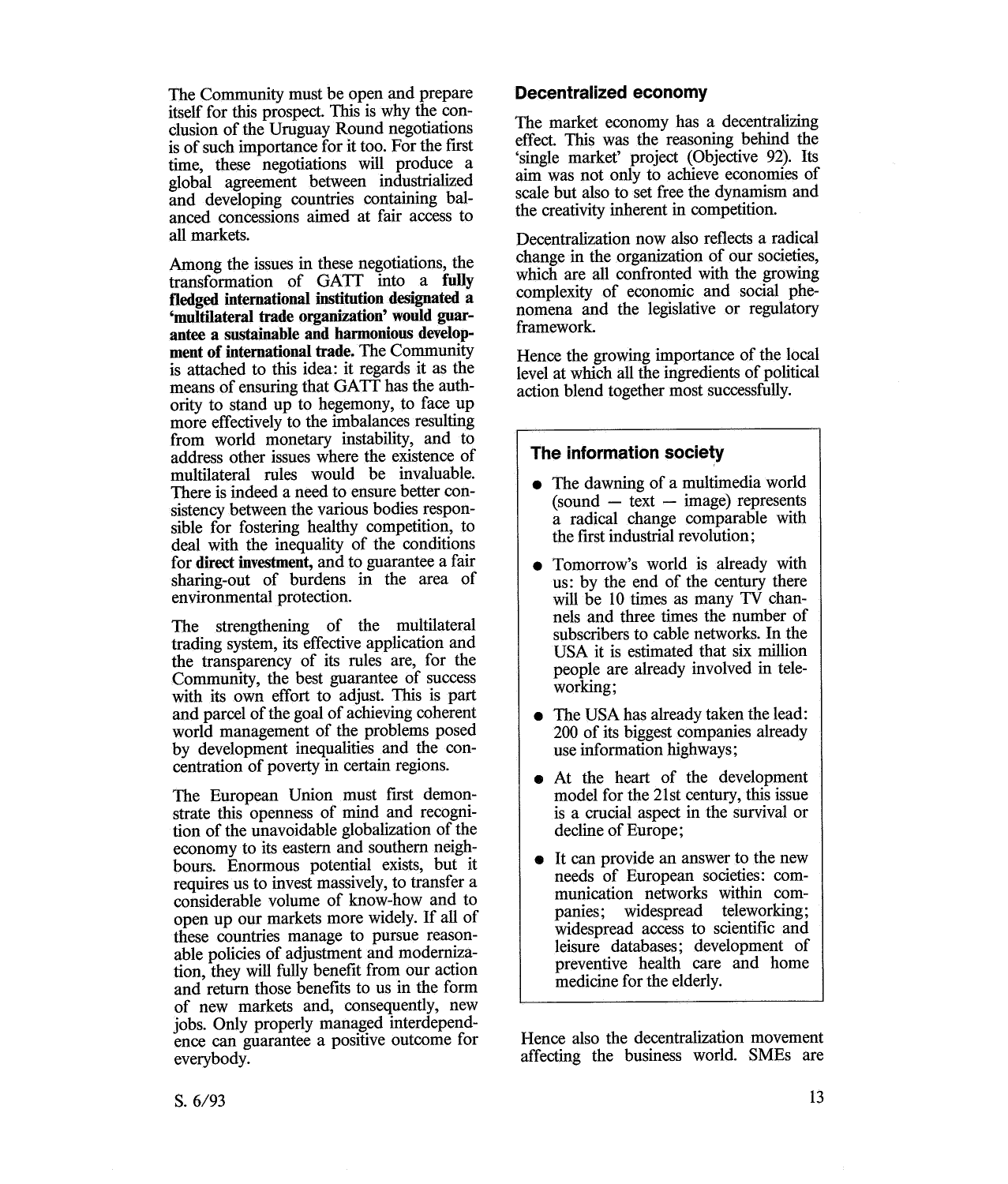The Community must be open and prepare itself for this prospect. This is why the conclusion of the Uruguay Round negotiations is of such importance for it too. For the first time, these negotiations will produce a global agreement between industrialized and developing countries containing balanced concessions aimed at fair access to all markets.

Among the issues in these negotiations, the transformation of GATT into a **fully fledged international institution designated a 'multilateral trade organization' would guarantee a sustainable and harmonious development of international trade.** The Community is attached to this idea: it regards it as the means of ensuring that GATT has the authority to stand up to hegemony, to face up more effectively to the imbalances resulting from world monetary instability, and to address other issues where the existence of multilateral rules would be invaluable. There is indeed a need to ensure better consistency between the various bodies responsible for fostering healthy competition, to deal with the inequality of the conditions for **direct investment,** and to guarantee a fair sharing-out of burdens in the area of environmental protection.

The strengthening of the multilateral trading system, its effective application and the transparency of its rules are, for the Community, the best guarantee of success with its own effort to adjust. This is part and parcel of the goal of achieving coherent world management of the problems posed by development inequalities and the concentration of poverty in certain regions.

The European Union must first demonstrate this openness of mind and recognition of the unavoidable globalization of the economy to its eastern and southern neighbours. Enormous potential exists, but it requires us to invest massively, to transfer a considerable volume of know-how and to open up our markets more widely. If all of these countries manage to pursue reasonable policies of adjustment and modernization, they will fully benefit from our action and return those benefits to us in the form of new markets and, consequently, new jobs. Only properly managed interdependence can guarantee a positive outcome for everybody.

### Decentralized economy

The market economy has a decentralizing effect. This was the reasoning behind the 'single market' project (Objective 92). Its aim was not only to achieve economies of scale but also to set free the dynamism and the creativity inherent in competition.

Decentralization now also reflects a radical change in the organization of our societies, which are all confronted with the growing complexity of economic and social phenomena and the legislative or regulatory framework.

Hence the growing importance of the local level at which all the ingredients of political action blend together most successfully.

> ### The information society
>
> - The dawning of a multimedia world (sound — text — image) represents a radical change comparable with the first industrial revolution;
> - Tomorrow's world is already with us: by the end of the century there will be 10 times as many TV channels and three times the number of subscribers to cable networks. In the USA it is estimated that six million people are already involved in teleworking;
> - The USA has already taken the lead: 200 of its biggest companies already use information highways;
> - At the heart of the development model for the 21st century, this issue is a crucial aspect in the survival or decline of Europe;
> - It can provide an answer to the new needs of European societies: communication networks within companies; widespread teleworking; widespread access to scientific and leisure databases; development of preventive health care and home medicine for the elderly.

Hence also the decentralization movement affecting the business world. SMEs are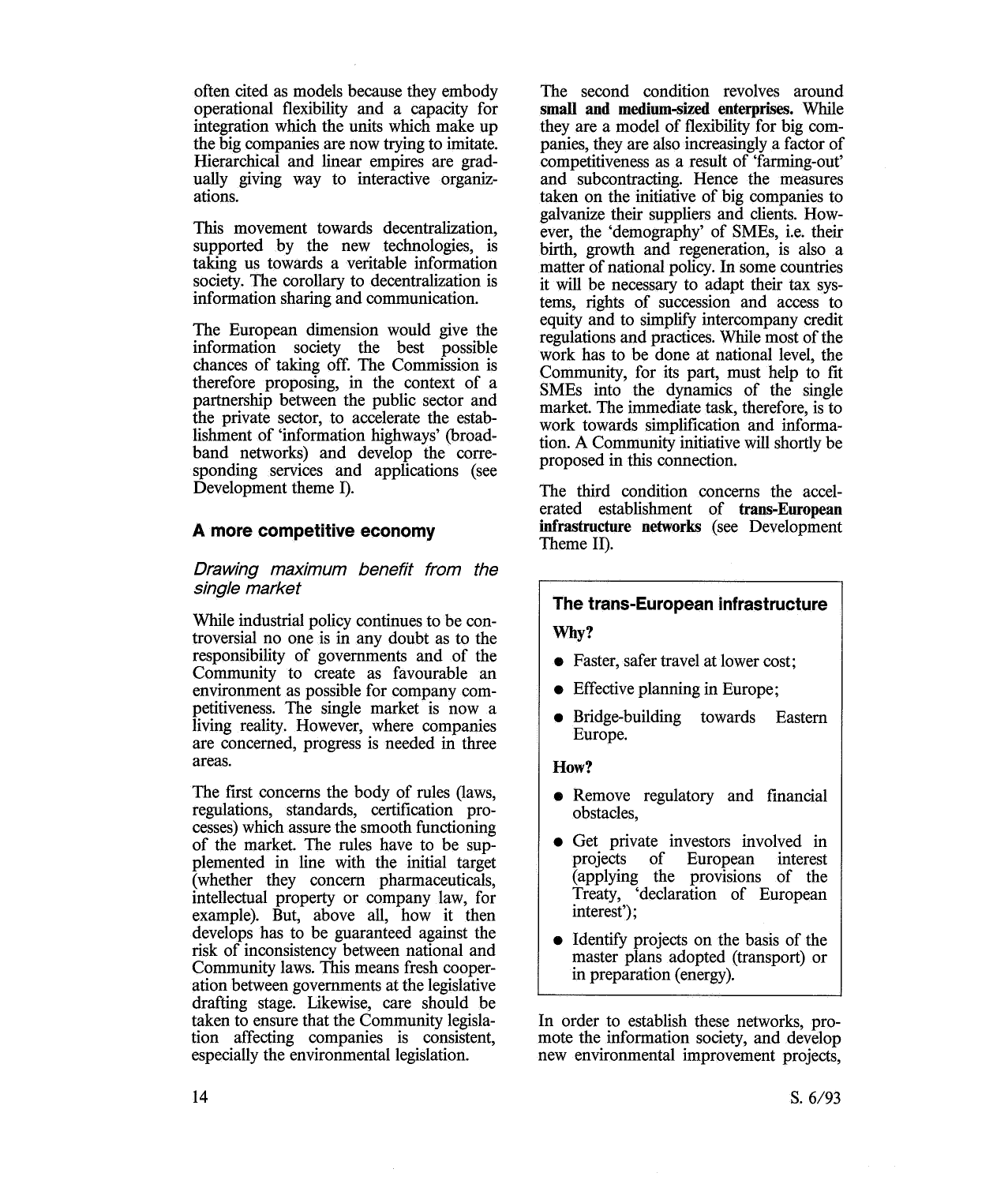often cited as models because they embody operational flexibility and a capacity for integration which the units which make up the big companies are now trying to imitate. Hierarchical and linear empires are gradually giving way to interactive organizations.

This movement towards decentralization, supported by the new technologies, is taking us towards a veritable information society. The corollary to decentralization is information sharing and communication.

The European dimension would give the information society the best possible chances of taking off. The Commission is therefore proposing, in the context of a partnership between the public sector and the private sector, to accelerate the establishment of 'information highways' (broadband networks) and develop the corresponding services and applications (see Development theme I).

## A more competitive economy

### *Drawing maximum benefit from the single market*

While industrial policy continues to be controversial no one is in any doubt as to the responsibility of governments and of the Community to create as favourable an environment as possible for company competitiveness. The single market is now a living reality. However, where companies are concerned, progress is needed in three areas.

The first concerns the body of rules (laws, regulations, standards, certification processes) which assure the smooth functioning of the market. The rules have to be supplemented in line with the initial target (whether they concern pharmaceuticals, intellectual property or company law, for example). But, above all, how it then develops has to be guaranteed against the risk of inconsistency between national and Community laws. This means fresh cooperation between governments at the legislative drafting stage. Likewise, care should be taken to ensure that the Community legislation affecting companies is consistent, especially the environmental legislation.

The second condition revolves around **small and medium-sized enterprises.** While they are a model of flexibility for big companies, they are also increasingly a factor of competitiveness as a result of 'farming-out' and subcontracting. Hence the measures taken on the initiative of big companies to galvanize their suppliers and clients. However, the 'demography' of SMEs, i.e. their birth, growth and regeneration, is also a matter of national policy. In some countries it will be necessary to adapt their tax systems, rights of succession and access to equity and to simplify intercompany credit regulations and practices. While most of the work has to be done at national level, the Community, for its part, must help to fit SMEs into the dynamics of the single market. The immediate task, therefore, is to work towards simplification and information. A Community initiative will shortly be proposed in this connection.

The third condition concerns the accelerated establishment of **trans-European infrastructure networks** (see Development Theme II).

> **The trans-European infrastructure**
>
> **Why?**
>
> - Faster, safer travel at lower cost;
> - Effective planning in Europe;
> - Bridge-building towards Eastern Europe.
>
> **How?**
>
> - Remove regulatory and financial obstacles,
> - Get private investors involved in projects of European interest (applying the provisions of the Treaty, 'declaration of European interest');
> - Identify projects on the basis of the master plans adopted (transport) or in preparation (energy).

In order to establish these networks, promote the information society, and develop new environmental improvement projects,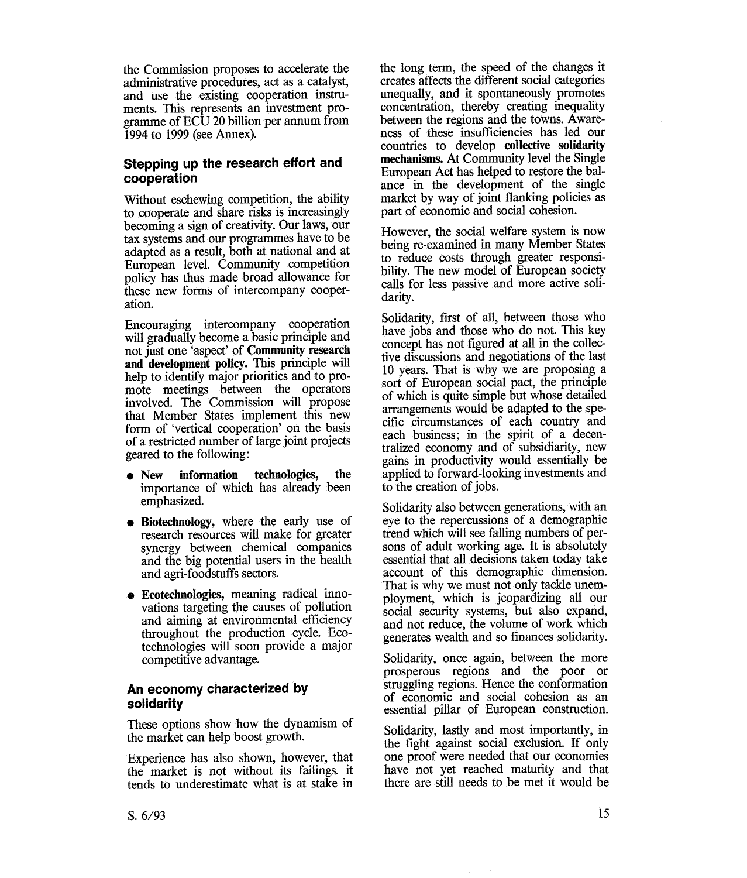the Commission proposes to accelerate the administrative procedures, act as a catalyst, and use the existing cooperation instruments. This represents an investment programme of ECU 20 billion per annum from 1994 to 1999 (see Annex).

### Stepping up the research effort and cooperation

Without eschewing competition, the ability to cooperate and share risks is increasingly becoming a sign of creativity. Our laws, our tax systems and our programmes have to be adapted as a result, both at national and at European level. Community competition policy has thus made broad allowance for these new forms of intercompany cooperation.

Encouraging intercompany cooperation will gradually become a basic principle and not just one 'aspect' of **Community research and development policy.** This principle will help to identify major priorities and to promote meetings between the operators involved. The Commission will propose that Member States implement this new form of 'vertical cooperation' on the basis of a restricted number of large joint projects geared to the following:

- **New information technologies,** the importance of which has already been emphasized.
- **Biotechnology,** where the early use of research resources will make for greater synergy between chemical companies and the big potential users in the health and agri-foodstuffs sectors.
- **Ecotechnologies,** meaning radical innovations targeting the causes of pollution and aiming at environmental efficiency throughout the production cycle. Ecotechnologies will soon provide a major competitive advantage.

### An economy characterized by solidarity

These options show how the dynamism of the market can help boost growth.

Experience has also shown, however, that the market is not without its failings. it tends to underestimate what is at stake in the long term, the speed of the changes it creates affects the different social categories unequally, and it spontaneously promotes concentration, thereby creating inequality between the regions and the towns. Awareness of these insufficiencies has led our countries to develop **collective solidarity mechanisms.** At Community level the Single European Act has helped to restore the balance in the development of the single market by way of joint flanking policies as part of economic and social cohesion.

However, the social welfare system is now being re-examined in many Member States to reduce costs through greater responsibility. The new model of European society calls for less passive and more active solidarity.

Solidarity, first of all, between those who have jobs and those who do not. This key concept has not figured at all in the collective discussions and negotiations of the last 10 years. That is why we are proposing a sort of European social pact, the principle of which is quite simple but whose detailed arrangements would be adapted to the specific circumstances of each country and each business; in the spirit of a decentralized economy and of subsidiarity, new gains in productivity would essentially be applied to forward-looking investments and to the creation of jobs.

Solidarity also between generations, with an eye to the repercussions of a demographic trend which will see falling numbers of persons of adult working age. It is absolutely essential that all decisions taken today take account of this demographic dimension. That is why we must not only tackle unemployment, which is jeopardizing all our social security systems, but also expand, and not reduce, the volume of work which generates wealth and so finances solidarity.

Solidarity, once again, between the more prosperous regions and the poor or struggling regions. Hence the conformation of economic and social cohesion as an essential pillar of European construction.

Solidarity, lastly and most importantly, in the fight against social exclusion. If only one proof were needed that our economies have not yet reached maturity and that there are still needs to be met it would be